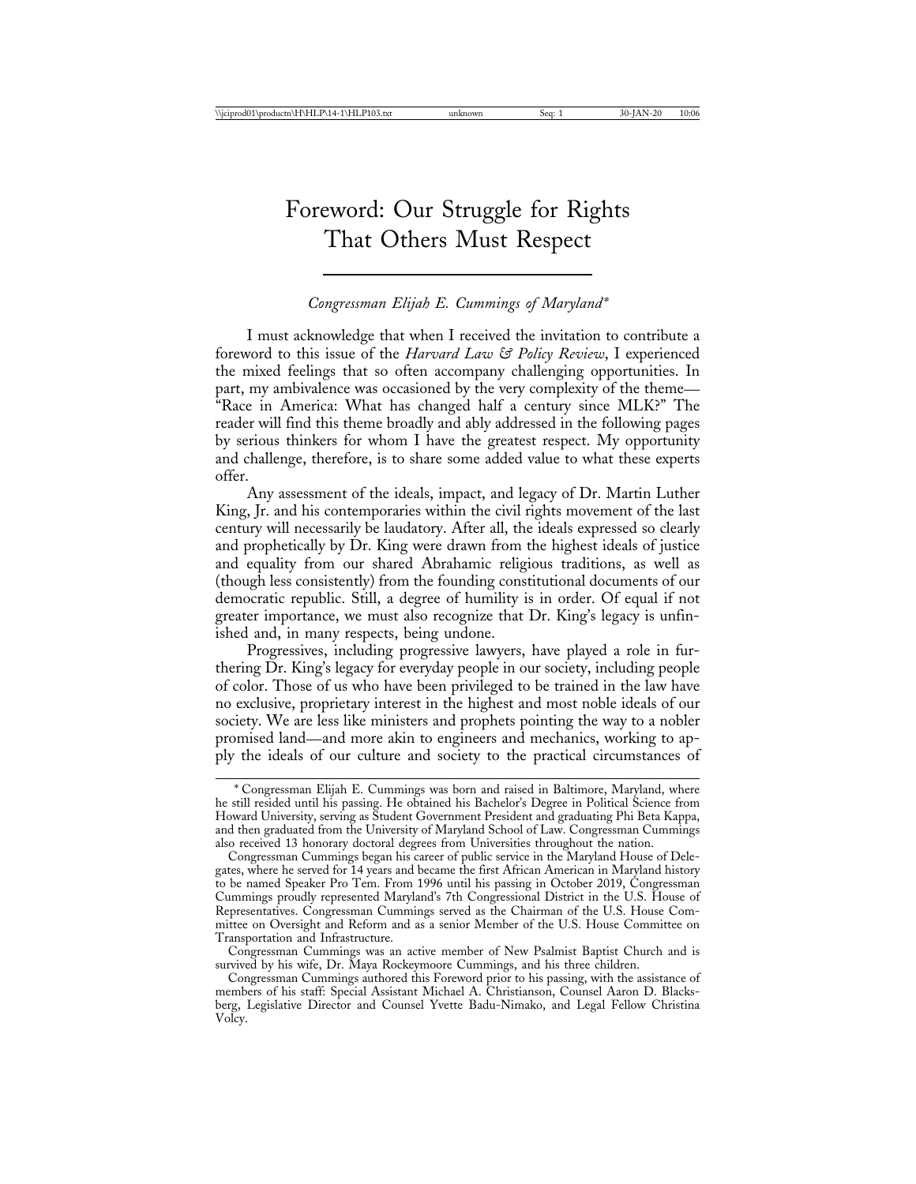# Foreword: Our Struggle for Rights That Others Must Respect

*Congressman Elijah E. Cummings of Maryland**

I must acknowledge that when I received the invitation to contribute a foreword to this issue of the *Harvard Law & Policy Review*, I experienced the mixed feelings that so often accompany challenging opportunities. In part, my ambivalence was occasioned by the very complexity of the theme— "Race in America: What has changed half a century since MLK?" The reader will find this theme broadly and ably addressed in the following pages by serious thinkers for whom I have the greatest respect. My opportunity and challenge, therefore, is to share some added value to what these experts offer.

Any assessment of the ideals, impact, and legacy of Dr. Martin Luther King, Jr. and his contemporaries within the civil rights movement of the last century will necessarily be laudatory. After all, the ideals expressed so clearly and prophetically by Dr. King were drawn from the highest ideals of justice and equality from our shared Abrahamic religious traditions, as well as (though less consistently) from the founding constitutional documents of our democratic republic. Still, a degree of humility is in order. Of equal if not greater importance, we must also recognize that Dr. King's legacy is unfinished and, in many respects, being undone.

Progressives, including progressive lawyers, have played a role in furthering Dr. King's legacy for everyday people in our society, including people of color. Those of us who have been privileged to be trained in the law have no exclusive, proprietary interest in the highest and most noble ideals of our society. We are less like ministers and prophets pointing the way to a nobler promised land—and more akin to engineers and mechanics, working to apply the ideals of our culture and society to the practical circumstances of

---

* Congressman Elijah E. Cummings was born and raised in Baltimore, Maryland, where he still resided until his passing. He obtained his Bachelor's Degree in Political Science from Howard University, serving as Student Government President and graduating Phi Beta Kappa, and then graduated from the University of Maryland School of Law. Congressman Cummings also received 13 honorary doctoral degrees from Universities throughout the nation.

Congressman Cummings began his career of public service in the Maryland House of Delegates, where he served for 14 years and became the first African American in Maryland history to be named Speaker Pro Tem. From 1996 until his passing in October 2019, Congressman Cummings proudly represented Maryland's 7th Congressional District in the U.S. House of Representatives. Congressman Cummings served as the Chairman of the U.S. House Committee on Oversight and Reform and as a senior Member of the U.S. House Committee on Transportation and Infrastructure.

Congressman Cummings was an active member of New Psalmist Baptist Church and is survived by his wife, Dr. Maya Rockeymoore Cummings, and his three children.

Congressman Cummings authored this Foreword prior to his passing, with the assistance of members of his staff: Special Assistant Michael A. Christianson, Counsel Aaron D. Blacksberg, Legislative Director and Counsel Yvette Badu-Nimako, and Legal Fellow Christina Volcy.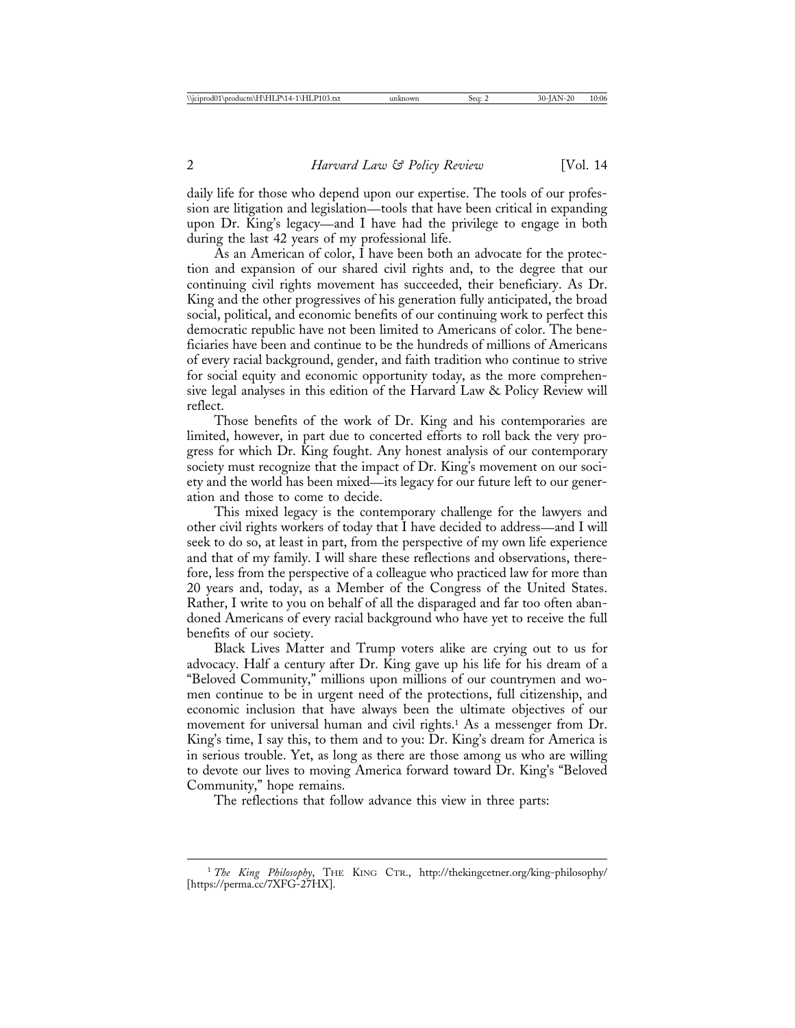daily life for those who depend upon our expertise. The tools of our profession are litigation and legislation—tools that have been critical in expanding upon Dr. King's legacy—and I have had the privilege to engage in both during the last 42 years of my professional life.

As an American of color, I have been both an advocate for the protection and expansion of our shared civil rights and, to the degree that our continuing civil rights movement has succeeded, their beneficiary. As Dr. King and the other progressives of his generation fully anticipated, the broad social, political, and economic benefits of our continuing work to perfect this democratic republic have not been limited to Americans of color. The beneficiaries have been and continue to be the hundreds of millions of Americans of every racial background, gender, and faith tradition who continue to strive for social equity and economic opportunity today, as the more comprehensive legal analyses in this edition of the Harvard Law & Policy Review will reflect.

Those benefits of the work of Dr. King and his contemporaries are limited, however, in part due to concerted efforts to roll back the very progress for which Dr. King fought. Any honest analysis of our contemporary society must recognize that the impact of Dr. King's movement on our society and the world has been mixed—its legacy for our future left to our generation and those to come to decide.

This mixed legacy is the contemporary challenge for the lawyers and other civil rights workers of today that I have decided to address—and I will seek to do so, at least in part, from the perspective of my own life experience and that of my family. I will share these reflections and observations, therefore, less from the perspective of a colleague who practiced law for more than 20 years and, today, as a Member of the Congress of the United States. Rather, I write to you on behalf of all the disparaged and far too often abandoned Americans of every racial background who have yet to receive the full benefits of our society.

Black Lives Matter and Trump voters alike are crying out to us for advocacy. Half a century after Dr. King gave up his life for his dream of a "Beloved Community," millions upon millions of our countrymen and women continue to be in urgent need of the protections, full citizenship, and economic inclusion that have always been the ultimate objectives of our movement for universal human and civil rights.[1] As a messenger from Dr. King's time, I say this, to them and to you: Dr. King's dream for America is in serious trouble. Yet, as long as there are those among us who are willing to devote our lives to moving America forward toward Dr. King's "Beloved Community," hope remains.

The reflections that follow advance this view in three parts:

---

[1] *The King Philosophy*, THE KING CTR., http://thekingcetner.org/king-philosophy/ [https://perma.cc/7XFG-27HX].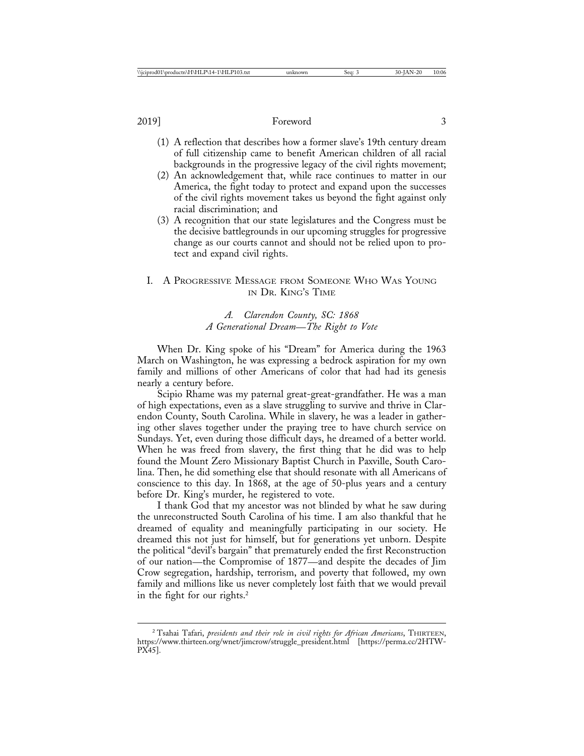(1) A reflection that describes how a former slave's 19th century dream of full citizenship came to benefit American children of all racial backgrounds in the progressive legacy of the civil rights movement;

(2) An acknowledgement that, while race continues to matter in our America, the fight today to protect and expand upon the successes of the civil rights movement takes us beyond the fight against only racial discrimination; and

(3) A recognition that our state legislatures and the Congress must be the decisive battlegrounds in our upcoming struggles for progressive change as our courts cannot and should not be relied upon to protect and expand civil rights.

## I. A Progressive Message from Someone Who Was Young in Dr. King's Time

### *A. Clarendon County, SC: 1868*
### *A Generational Dream—The Right to Vote*

When Dr. King spoke of his "Dream" for America during the 1963 March on Washington, he was expressing a bedrock aspiration for my own family and millions of other Americans of color that had had its genesis nearly a century before.

Scipio Rhame was my paternal great-great-grandfather. He was a man of high expectations, even as a slave struggling to survive and thrive in Clarendon County, South Carolina. While in slavery, he was a leader in gathering other slaves together under the praying tree to have church service on Sundays. Yet, even during those difficult days, he dreamed of a better world. When he was freed from slavery, the first thing that he did was to help found the Mount Zero Missionary Baptist Church in Paxville, South Carolina. Then, he did something else that should resonate with all Americans of conscience to this day. In 1868, at the age of 50-plus years and a century before Dr. King's murder, he registered to vote.

I thank God that my ancestor was not blinded by what he saw during the unreconstructed South Carolina of his time. I am also thankful that he dreamed of equality and meaningfully participating in our society. He dreamed this not just for himself, but for generations yet unborn. Despite the political "devil's bargain" that prematurely ended the first Reconstruction of our nation—the Compromise of 1877—and despite the decades of Jim Crow segregation, hardship, terrorism, and poverty that followed, my own family and millions like us never completely lost faith that we would prevail in the fight for our rights.[2]

---

[2] Tsahai Tafari, *presidents and their role in civil rights for African Americans*, THIRTEEN, https://www.thirteen.org/wnet/jimcrow/struggle_president.html [https://perma.cc/2HTW-PX45].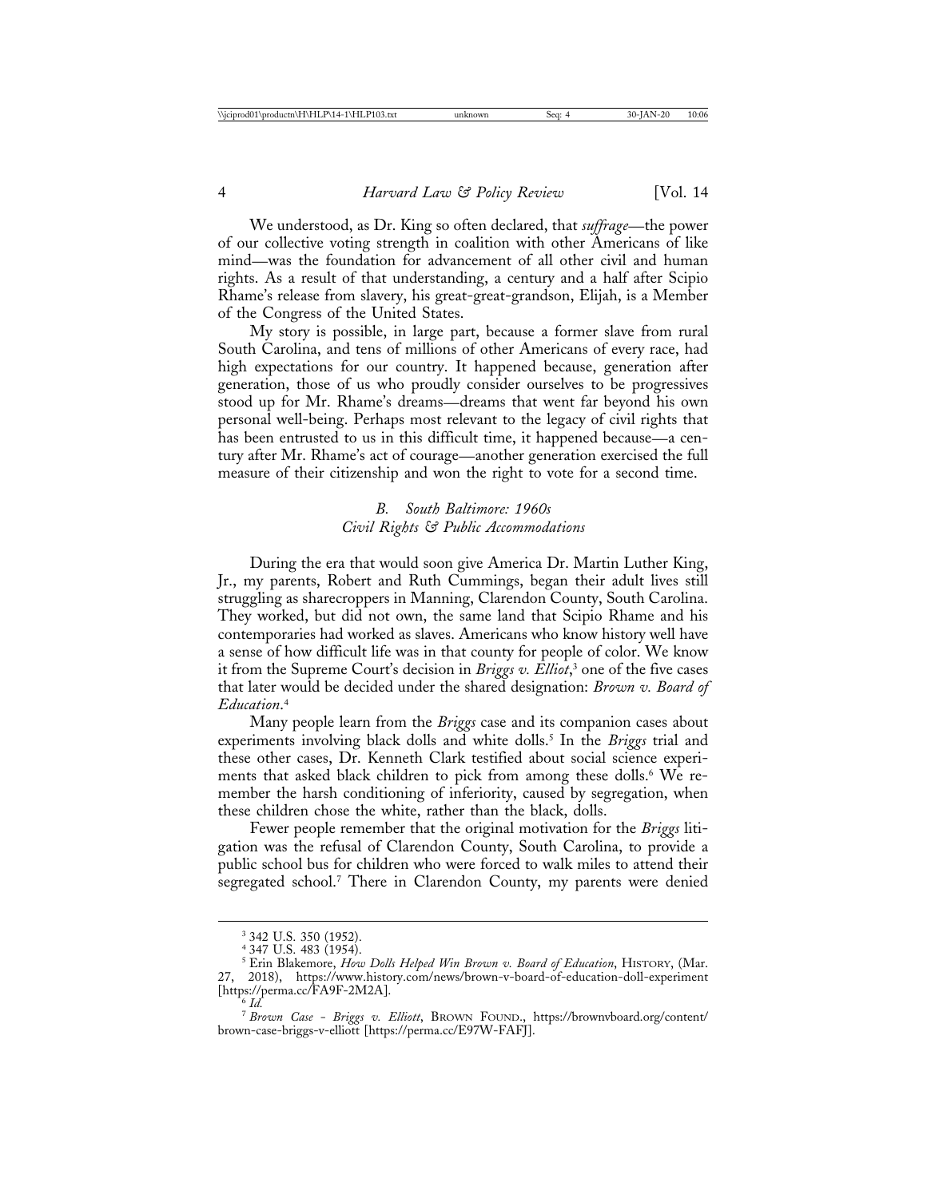We understood, as Dr. King so often declared, that *suffrage*—the power of our collective voting strength in coalition with other Americans of like mind—was the foundation for advancement of all other civil and human rights. As a result of that understanding, a century and a half after Scipio Rhame's release from slavery, his great-great-grandson, Elijah, is a Member of the Congress of the United States.

My story is possible, in large part, because a former slave from rural South Carolina, and tens of millions of other Americans of every race, had high expectations for our country. It happened because, generation after generation, those of us who proudly consider ourselves to be progressives stood up for Mr. Rhame's dreams—dreams that went far beyond his own personal well-being. Perhaps most relevant to the legacy of civil rights that has been entrusted to us in this difficult time, it happened because—a century after Mr. Rhame's act of courage—another generation exercised the full measure of their citizenship and won the right to vote for a second time.

### *B. South Baltimore: 1960s Civil Rights & Public Accommodations*

During the era that would soon give America Dr. Martin Luther King, Jr., my parents, Robert and Ruth Cummings, began their adult lives still struggling as sharecroppers in Manning, Clarendon County, South Carolina. They worked, but did not own, the same land that Scipio Rhame and his contemporaries had worked as slaves. Americans who know history well have a sense of how difficult life was in that county for people of color. We know it from the Supreme Court's decision in *Briggs v. Elliot*,[3] one of the five cases that later would be decided under the shared designation: *Brown v. Board of Education*.[4]

Many people learn from the *Briggs* case and its companion cases about experiments involving black dolls and white dolls.[5] In the *Briggs* trial and these other cases, Dr. Kenneth Clark testified about social science experiments that asked black children to pick from among these dolls.[6] We remember the harsh conditioning of inferiority, caused by segregation, when these children chose the white, rather than the black, dolls.

Fewer people remember that the original motivation for the *Briggs* litigation was the refusal of Clarendon County, South Carolina, to provide a public school bus for children who were forced to walk miles to attend their segregated school.[7] There in Clarendon County, my parents were denied

---

[3] 342 U.S. 350 (1952).

[4] 347 U.S. 483 (1954).

[5] Erin Blakemore, *How Dolls Helped Win Brown v. Board of Education*, HISTORY, (Mar. 27, 2018), https://www.history.com/news/brown-v-board-of-education-doll-experiment [https://perma.cc/FA9F-2M2A].

[6] *Id.*

[7] *Brown Case - Briggs v. Elliott*, BROWN FOUND., https://brownvboard.org/content/brown-case-briggs-v-elliott [https://perma.cc/E97W-FAFJ].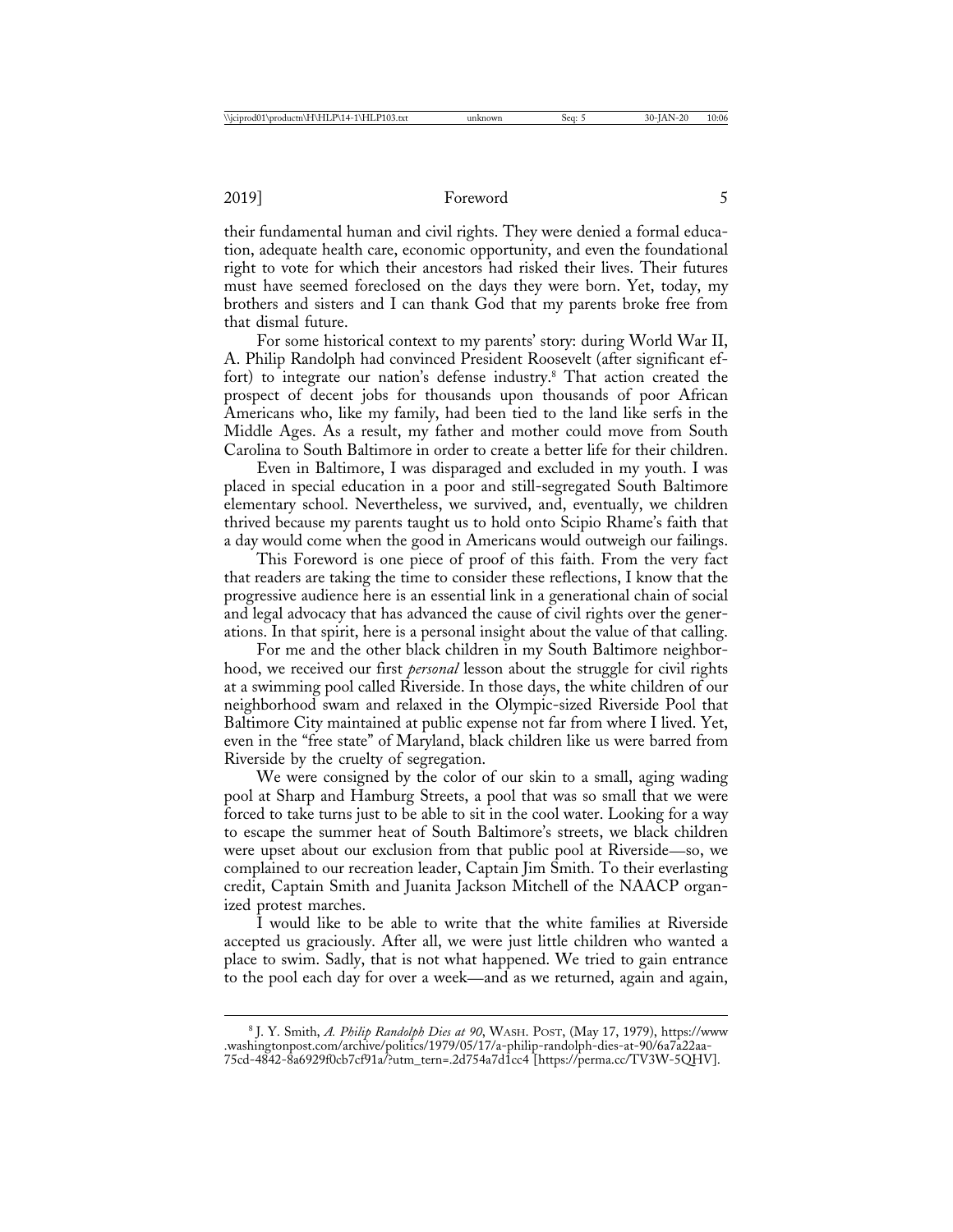their fundamental human and civil rights. They were denied a formal education, adequate health care, economic opportunity, and even the foundational right to vote for which their ancestors had risked their lives. Their futures must have seemed foreclosed on the days they were born. Yet, today, my brothers and sisters and I can thank God that my parents broke free from that dismal future.

For some historical context to my parents' story: during World War II, A. Philip Randolph had convinced President Roosevelt (after significant effort) to integrate our nation's defense industry.[8] That action created the prospect of decent jobs for thousands upon thousands of poor African Americans who, like my family, had been tied to the land like serfs in the Middle Ages. As a result, my father and mother could move from South Carolina to South Baltimore in order to create a better life for their children.

Even in Baltimore, I was disparaged and excluded in my youth. I was placed in special education in a poor and still-segregated South Baltimore elementary school. Nevertheless, we survived, and, eventually, we children thrived because my parents taught us to hold onto Scipio Rhame's faith that a day would come when the good in Americans would outweigh our failings.

This Foreword is one piece of proof of this faith. From the very fact that readers are taking the time to consider these reflections, I know that the progressive audience here is an essential link in a generational chain of social and legal advocacy that has advanced the cause of civil rights over the generations. In that spirit, here is a personal insight about the value of that calling.

For me and the other black children in my South Baltimore neighborhood, we received our first *personal* lesson about the struggle for civil rights at a swimming pool called Riverside. In those days, the white children of our neighborhood swam and relaxed in the Olympic-sized Riverside Pool that Baltimore City maintained at public expense not far from where I lived. Yet, even in the "free state" of Maryland, black children like us were barred from Riverside by the cruelty of segregation.

We were consigned by the color of our skin to a small, aging wading pool at Sharp and Hamburg Streets, a pool that was so small that we were forced to take turns just to be able to sit in the cool water. Looking for a way to escape the summer heat of South Baltimore's streets, we black children were upset about our exclusion from that public pool at Riverside—so, we complained to our recreation leader, Captain Jim Smith. To their everlasting credit, Captain Smith and Juanita Jackson Mitchell of the NAACP organized protest marches.

I would like to be able to write that the white families at Riverside accepted us graciously. After all, we were just little children who wanted a place to swim. Sadly, that is not what happened. We tried to gain entrance to the pool each day for over a week—and as we returned, again and again,

---

[8] J. Y. Smith, *A. Philip Randolph Dies at 90*, WASH. POST, (May 17, 1979), https://www.washingtonpost.com/archive/politics/1979/05/17/a-philip-randolph-dies-at-90/6a7a22aa-75cd-4842-8a6929f0cb7cf91a/?utm_tern=.2d754a7d1cc4 [https://perma.cc/TV3W-5QHV].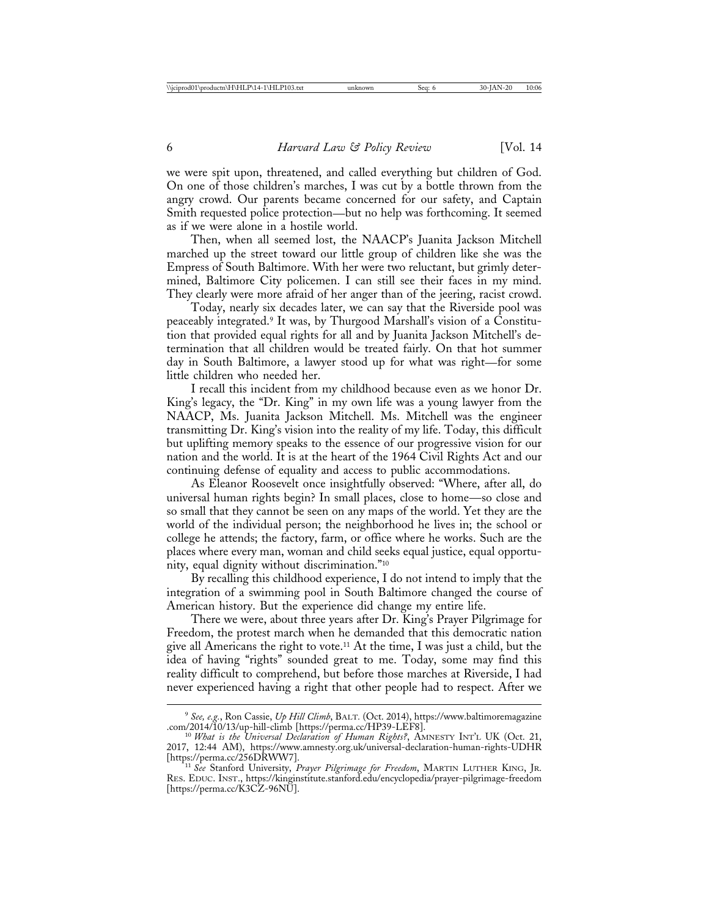we were spit upon, threatened, and called everything but children of God. On one of those children's marches, I was cut by a bottle thrown from the angry crowd. Our parents became concerned for our safety, and Captain Smith requested police protection—but no help was forthcoming. It seemed as if we were alone in a hostile world.

Then, when all seemed lost, the NAACP's Juanita Jackson Mitchell marched up the street toward our little group of children like she was the Empress of South Baltimore. With her were two reluctant, but grimly determined, Baltimore City policemen. I can still see their faces in my mind. They clearly were more afraid of her anger than of the jeering, racist crowd.

Today, nearly six decades later, we can say that the Riverside pool was peaceably integrated.[9] It was, by Thurgood Marshall's vision of a Constitution that provided equal rights for all and by Juanita Jackson Mitchell's determination that all children would be treated fairly. On that hot summer day in South Baltimore, a lawyer stood up for what was right—for some little children who needed her.

I recall this incident from my childhood because even as we honor Dr. King's legacy, the "Dr. King" in my own life was a young lawyer from the NAACP, Ms. Juanita Jackson Mitchell. Ms. Mitchell was the engineer transmitting Dr. King's vision into the reality of my life. Today, this difficult but uplifting memory speaks to the essence of our progressive vision for our nation and the world. It is at the heart of the 1964 Civil Rights Act and our continuing defense of equality and access to public accommodations.

As Eleanor Roosevelt once insightfully observed: "Where, after all, do universal human rights begin? In small places, close to home—so close and so small that they cannot be seen on any maps of the world. Yet they are the world of the individual person; the neighborhood he lives in; the school or college he attends; the factory, farm, or office where he works. Such are the places where every man, woman and child seeks equal justice, equal opportunity, equal dignity without discrimination."[10]

By recalling this childhood experience, I do not intend to imply that the integration of a swimming pool in South Baltimore changed the course of American history. But the experience did change my entire life.

There we were, about three years after Dr. King's Prayer Pilgrimage for Freedom, the protest march when he demanded that this democratic nation give all Americans the right to vote.[11] At the time, I was just a child, but the idea of having "rights" sounded great to me. Today, some may find this reality difficult to comprehend, but before those marches at Riverside, I had never experienced having a right that other people had to respect. After we

---

[9] *See, e.g.*, Ron Cassie, *Up Hill Climb*, BALT. (Oct. 2014), https://www.baltimoremagazine.com/2014/10/13/up-hill-climb [https://perma.cc/HP39-LEF8].

[10] *What is the Universal Declaration of Human Rights?*, AMNESTY INT'L UK (Oct. 21, 2017, 12:44 AM), https://www.amnesty.org.uk/universal-declaration-human-rights-UDHR [https://perma.cc/256DRWW7].

[11] *See* Stanford University, *Prayer Pilgrimage for Freedom*, MARTIN LUTHER KING, JR. RES. EDUC. INST., https://kinginstitute.stanford.edu/encyclopedia/prayer-pilgrimage-freedom [https://perma.cc/K3CZ-96NU].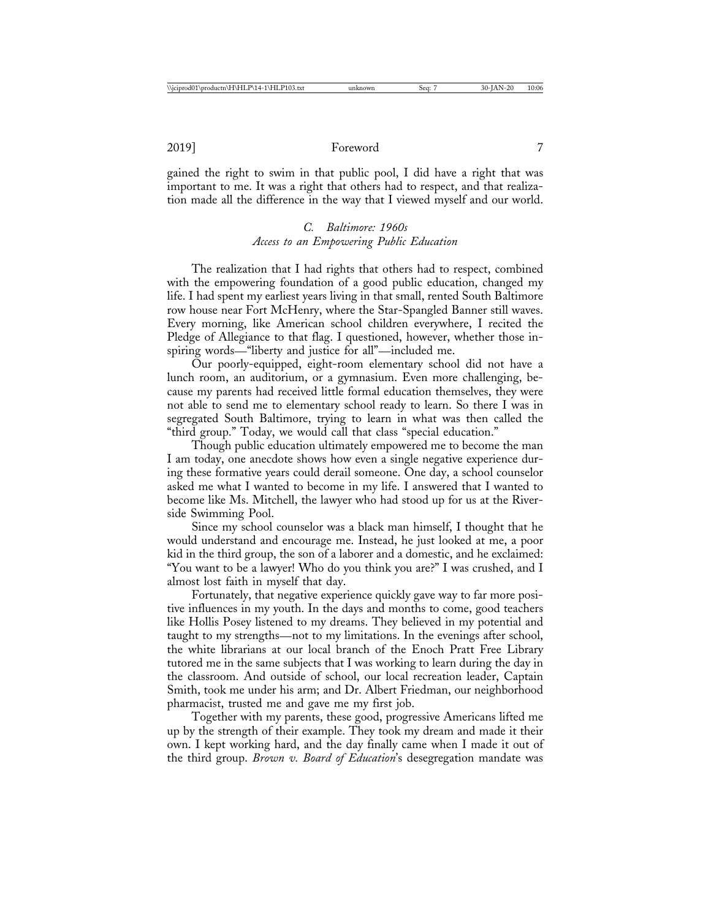gained the right to swim in that public pool, I did have a right that was important to me. It was a right that others had to respect, and that realization made all the difference in the way that I viewed myself and our world.

### *C. Baltimore: 1960s*
### *Access to an Empowering Public Education*

The realization that I had rights that others had to respect, combined with the empowering foundation of a good public education, changed my life. I had spent my earliest years living in that small, rented South Baltimore row house near Fort McHenry, where the Star-Spangled Banner still waves. Every morning, like American school children everywhere, I recited the Pledge of Allegiance to that flag. I questioned, however, whether those inspiring words—"liberty and justice for all"—included me.

Our poorly-equipped, eight-room elementary school did not have a lunch room, an auditorium, or a gymnasium. Even more challenging, because my parents had received little formal education themselves, they were not able to send me to elementary school ready to learn. So there I was in segregated South Baltimore, trying to learn in what was then called the "third group." Today, we would call that class "special education."

Though public education ultimately empowered me to become the man I am today, one anecdote shows how even a single negative experience during these formative years could derail someone. One day, a school counselor asked me what I wanted to become in my life. I answered that I wanted to become like Ms. Mitchell, the lawyer who had stood up for us at the Riverside Swimming Pool.

Since my school counselor was a black man himself, I thought that he would understand and encourage me. Instead, he just looked at me, a poor kid in the third group, the son of a laborer and a domestic, and he exclaimed: "You want to be a lawyer! Who do you think you are?" I was crushed, and I almost lost faith in myself that day.

Fortunately, that negative experience quickly gave way to far more positive influences in my youth. In the days and months to come, good teachers like Hollis Posey listened to my dreams. They believed in my potential and taught to my strengths—not to my limitations. In the evenings after school, the white librarians at our local branch of the Enoch Pratt Free Library tutored me in the same subjects that I was working to learn during the day in the classroom. And outside of school, our local recreation leader, Captain Smith, took me under his arm; and Dr. Albert Friedman, our neighborhood pharmacist, trusted me and gave me my first job.

Together with my parents, these good, progressive Americans lifted me up by the strength of their example. They took my dream and made it their own. I kept working hard, and the day finally came when I made it out of the third group. *Brown v. Board of Education*'s desegregation mandate was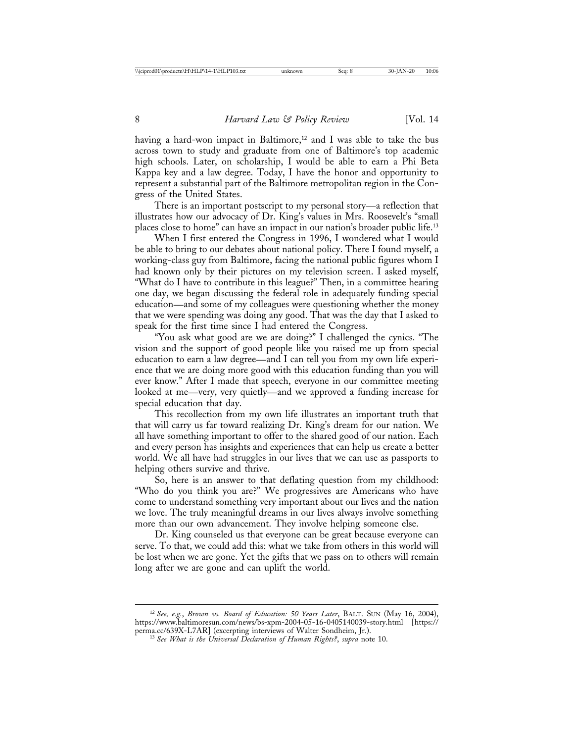having a hard-won impact in Baltimore,[12] and I was able to take the bus across town to study and graduate from one of Baltimore's top academic high schools. Later, on scholarship, I would be able to earn a Phi Beta Kappa key and a law degree. Today, I have the honor and opportunity to represent a substantial part of the Baltimore metropolitan region in the Congress of the United States.

There is an important postscript to my personal story—a reflection that illustrates how our advocacy of Dr. King's values in Mrs. Roosevelt's "small places close to home" can have an impact in our nation's broader public life.[13]

When I first entered the Congress in 1996, I wondered what I would be able to bring to our debates about national policy. There I found myself, a working-class guy from Baltimore, facing the national public figures whom I had known only by their pictures on my television screen. I asked myself, "What do I have to contribute in this league?" Then, in a committee hearing one day, we began discussing the federal role in adequately funding special education—and some of my colleagues were questioning whether the money that we were spending was doing any good. That was the day that I asked to speak for the first time since I had entered the Congress.

"You ask what good are we are doing?" I challenged the cynics. "The vision and the support of good people like you raised me up from special education to earn a law degree—and I can tell you from my own life experience that we are doing more good with this education funding than you will ever know." After I made that speech, everyone in our committee meeting looked at me—very, very quietly—and we approved a funding increase for special education that day.

This recollection from my own life illustrates an important truth that that will carry us far toward realizing Dr. King's dream for our nation. We all have something important to offer to the shared good of our nation. Each and every person has insights and experiences that can help us create a better world. We all have had struggles in our lives that we can use as passports to helping others survive and thrive.

So, here is an answer to that deflating question from my childhood: "Who do you think you are?" We progressives are Americans who have come to understand something very important about our lives and the nation we love. The truly meaningful dreams in our lives always involve something more than our own advancement. They involve helping someone else.

Dr. King counseled us that everyone can be great because everyone can serve. To that, we could add this: what we take from others in this world will be lost when we are gone. Yet the gifts that we pass on to others will remain long after we are gone and can uplift the world.

---

[12] *See, e.g.*, *Brown vs. Board of Education: 50 Years Later*, BALT. SUN (May 16, 2004), https://www.baltimoresun.com/news/bs-xpm-2004-05-16-0405140039-story.html [https://perma.cc/639X-L7AR] (excerpting interviews of Walter Sondheim, Jr.).

[13] *See What is the Universal Declaration of Human Rights?*, *supra* note 10.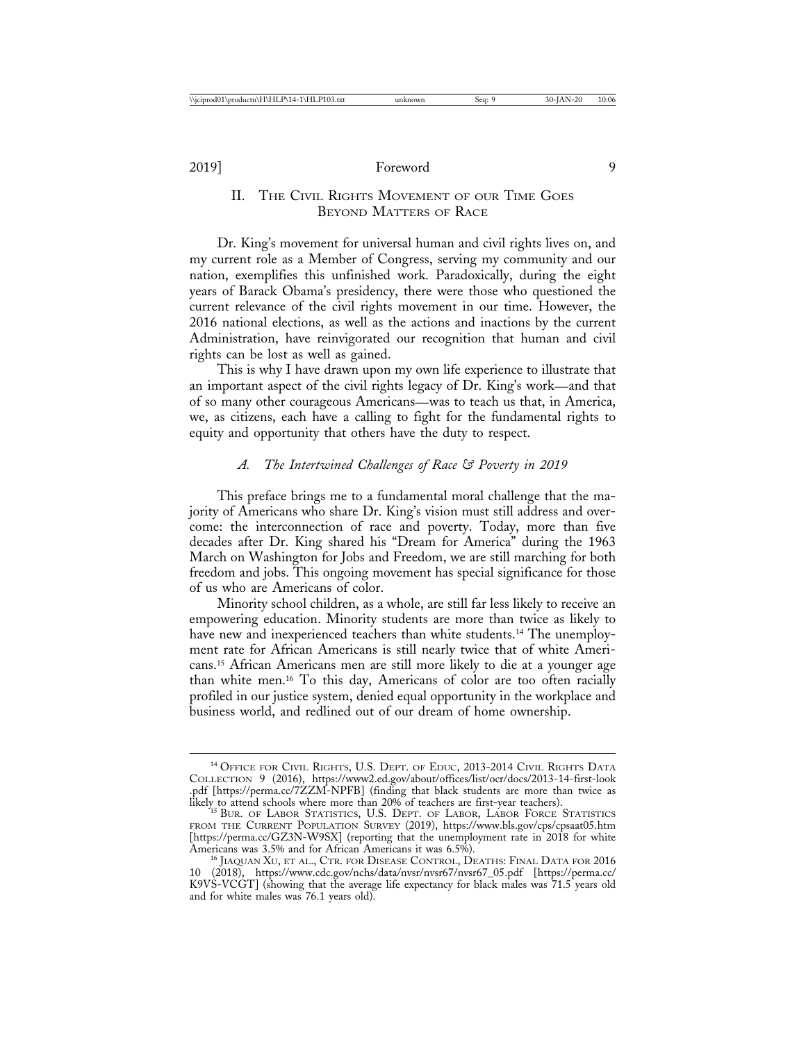## II. THE CIVIL RIGHTS MOVEMENT OF OUR TIME GOES BEYOND MATTERS OF RACE

Dr. King's movement for universal human and civil rights lives on, and my current role as a Member of Congress, serving my community and our nation, exemplifies this unfinished work. Paradoxically, during the eight years of Barack Obama's presidency, there were those who questioned the current relevance of the civil rights movement in our time. However, the 2016 national elections, as well as the actions and inactions by the current Administration, have reinvigorated our recognition that human and civil rights can be lost as well as gained.

This is why I have drawn upon my own life experience to illustrate that an important aspect of the civil rights legacy of Dr. King's work—and that of so many other courageous Americans—was to teach us that, in America, we, as citizens, each have a calling to fight for the fundamental rights to equity and opportunity that others have the duty to respect.

### *A. The Intertwined Challenges of Race & Poverty in 2019*

This preface brings me to a fundamental moral challenge that the majority of Americans who share Dr. King's vision must still address and overcome: the interconnection of race and poverty. Today, more than five decades after Dr. King shared his "Dream for America" during the 1963 March on Washington for Jobs and Freedom, we are still marching for both freedom and jobs. This ongoing movement has special significance for those of us who are Americans of color.

Minority school children, as a whole, are still far less likely to receive an empowering education. Minority students are more than twice as likely to have new and inexperienced teachers than white students.[14] The unemployment rate for African Americans is still nearly twice that of white Americans.[15] African Americans men are still more likely to die at a younger age than white men.[16] To this day, Americans of color are too often racially profiled in our justice system, denied equal opportunity in the workplace and business world, and redlined out of our dream of home ownership.

---

[14] OFFICE FOR CIVIL RIGHTS, U.S. DEPT. OF EDUC, 2013-2014 CIVIL RIGHTS DATA COLLECTION 9 (2016), https://www2.ed.gov/about/offices/list/ocr/docs/2013-14-first-look.pdf [https://perma.cc/7ZZM-NPFB] (finding that black students are more than twice as likely to attend schools where more than 20% of teachers are first-year teachers).

[15] BUR. OF LABOR STATISTICS, U.S. DEPT. OF LABOR, LABOR FORCE STATISTICS FROM THE CURRENT POPULATION SURVEY (2019), https://www.bls.gov/cps/cpsaat05.htm [https://perma.cc/GZ3N-W9SX] (reporting that the unemployment rate in 2018 for white Americans was 3.5% and for African Americans it was 6.5%).

[16] JIAQUAN XU, ET AL., CTR. FOR DISEASE CONTROL, DEATHS: FINAL DATA FOR 2016 10 (2018), https://www.cdc.gov/nchs/data/nvsr/nvsr67/nvsr67_05.pdf [https://perma.cc/K9VS-VCGT] (showing that the average life expectancy for black males was 71.5 years old and for white males was 76.1 years old).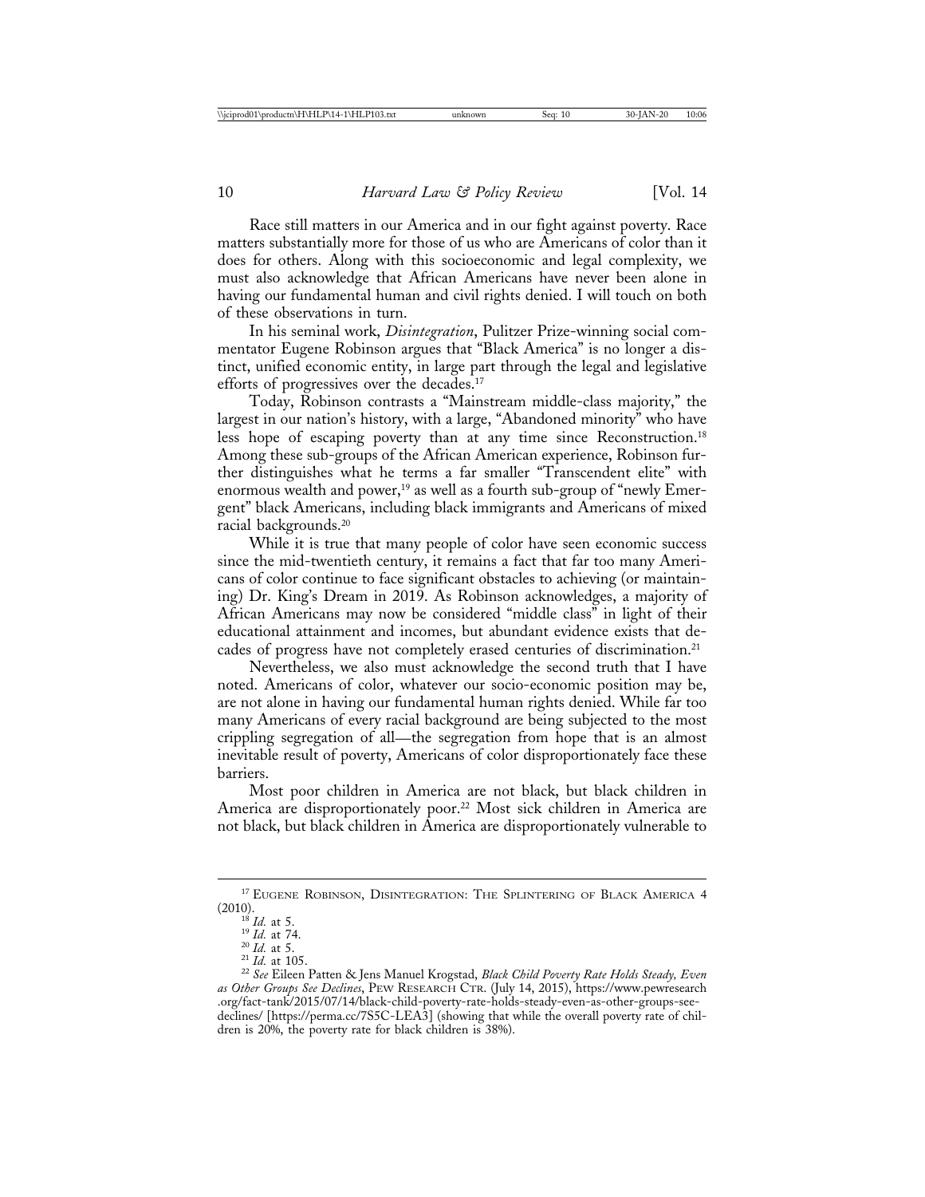Race still matters in our America and in our fight against poverty. Race matters substantially more for those of us who are Americans of color than it does for others. Along with this socioeconomic and legal complexity, we must also acknowledge that African Americans have never been alone in having our fundamental human and civil rights denied. I will touch on both of these observations in turn.

In his seminal work, *Disintegration*, Pulitzer Prize-winning social commentator Eugene Robinson argues that "Black America" is no longer a distinct, unified economic entity, in large part through the legal and legislative efforts of progressives over the decades.[17]

Today, Robinson contrasts a "Mainstream middle-class majority," the largest in our nation's history, with a large, "Abandoned minority" who have less hope of escaping poverty than at any time since Reconstruction.[18] Among these sub-groups of the African American experience, Robinson further distinguishes what he terms a far smaller "Transcendent elite" with enormous wealth and power,[19] as well as a fourth sub-group of "newly Emergent" black Americans, including black immigrants and Americans of mixed racial backgrounds.[20]

While it is true that many people of color have seen economic success since the mid-twentieth century, it remains a fact that far too many Americans of color continue to face significant obstacles to achieving (or maintaining) Dr. King's Dream in 2019. As Robinson acknowledges, a majority of African Americans may now be considered "middle class" in light of their educational attainment and incomes, but abundant evidence exists that decades of progress have not completely erased centuries of discrimination.[21]

Nevertheless, we also must acknowledge the second truth that I have noted. Americans of color, whatever our socio-economic position may be, are not alone in having our fundamental human rights denied. While far too many Americans of every racial background are being subjected to the most crippling segregation of all—the segregation from hope that is an almost inevitable result of poverty, Americans of color disproportionately face these barriers.

Most poor children in America are not black, but black children in America are disproportionately poor.[22] Most sick children in America are not black, but black children in America are disproportionately vulnerable to

---

[17] Eugene Robinson, Disintegration: The Splintering of Black America 4 (2010).

[18] *Id.* at 5.

[19] *Id.* at 74.

[20] *Id.* at 5.

[21] *Id.* at 105.

[22] *See* Eileen Patten & Jens Manuel Krogstad, *Black Child Poverty Rate Holds Steady, Even as Other Groups See Declines*, Pew Research Ctr. (July 14, 2015), https://www.pewresearch.org/fact-tank/2015/07/14/black-child-poverty-rate-holds-steady-even-as-other-groups-see-declines/ [https://perma.cc/7S5C-LEA3] (showing that while the overall poverty rate of children is 20%, the poverty rate for black children is 38%).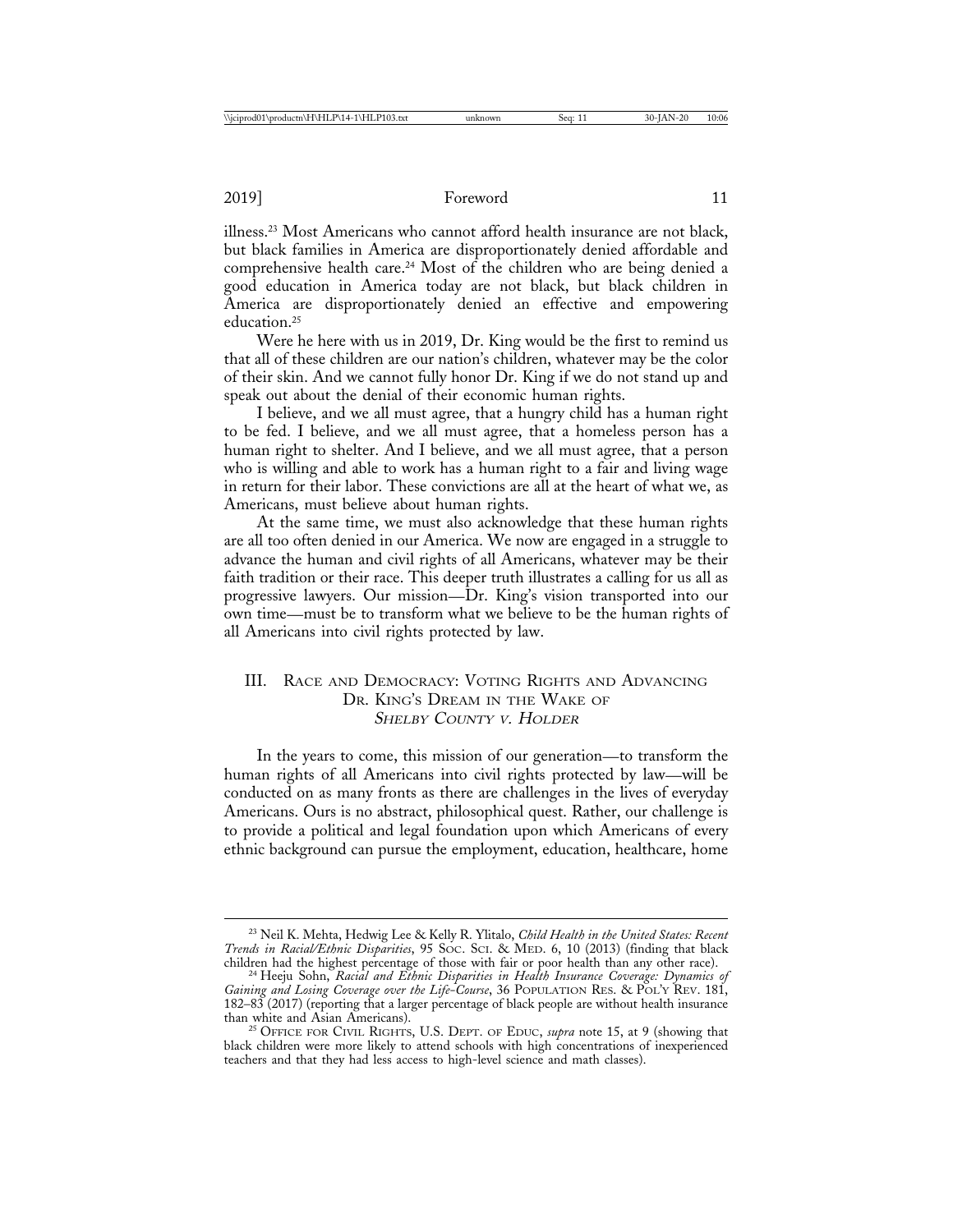illness.[23] Most Americans who cannot afford health insurance are not black, but black families in America are disproportionately denied affordable and comprehensive health care.[24] Most of the children who are being denied a good education in America today are not black, but black children in America are disproportionately denied an effective and empowering education.[25]

Were he here with us in 2019, Dr. King would be the first to remind us that all of these children are our nation's children, whatever may be the color of their skin. And we cannot fully honor Dr. King if we do not stand up and speak out about the denial of their economic human rights.

I believe, and we all must agree, that a hungry child has a human right to be fed. I believe, and we all must agree, that a homeless person has a human right to shelter. And I believe, and we all must agree, that a person who is willing and able to work has a human right to a fair and living wage in return for their labor. These convictions are all at the heart of what we, as Americans, must believe about human rights.

At the same time, we must also acknowledge that these human rights are all too often denied in our America. We now are engaged in a struggle to advance the human and civil rights of all Americans, whatever may be their faith tradition or their race. This deeper truth illustrates a calling for us all as progressive lawyers. Our mission—Dr. King's vision transported into our own time—must be to transform what we believe to be the human rights of all Americans into civil rights protected by law.

## III. Race and Democracy: Voting Rights and Advancing Dr. King's Dream in the Wake of *Shelby County v. Holder*

In the years to come, this mission of our generation—to transform the human rights of all Americans into civil rights protected by law—will be conducted on as many fronts as there are challenges in the lives of everyday Americans. Ours is no abstract, philosophical quest. Rather, our challenge is to provide a political and legal foundation upon which Americans of every ethnic background can pursue the employment, education, healthcare, home

---

[23] Neil K. Mehta, Hedwig Lee & Kelly R. Ylitalo, *Child Health in the United States: Recent Trends in Racial/Ethnic Disparities*, 95 Soc. Sci. & Med. 6, 10 (2013) (finding that black children had the highest percentage of those with fair or poor health than any other race).

[24] Heeju Sohn, *Racial and Ethnic Disparities in Health Insurance Coverage: Dynamics of Gaining and Losing Coverage over the Life-Course*, 36 Population Res. & Pol'y Rev. 181, 182–83 (2017) (reporting that a larger percentage of black people are without health insurance than white and Asian Americans).

[25] Office for Civil Rights, U.S. Dept. of Educ, *supra* note 15, at 9 (showing that black children were more likely to attend schools with high concentrations of inexperienced teachers and that they had less access to high-level science and math classes).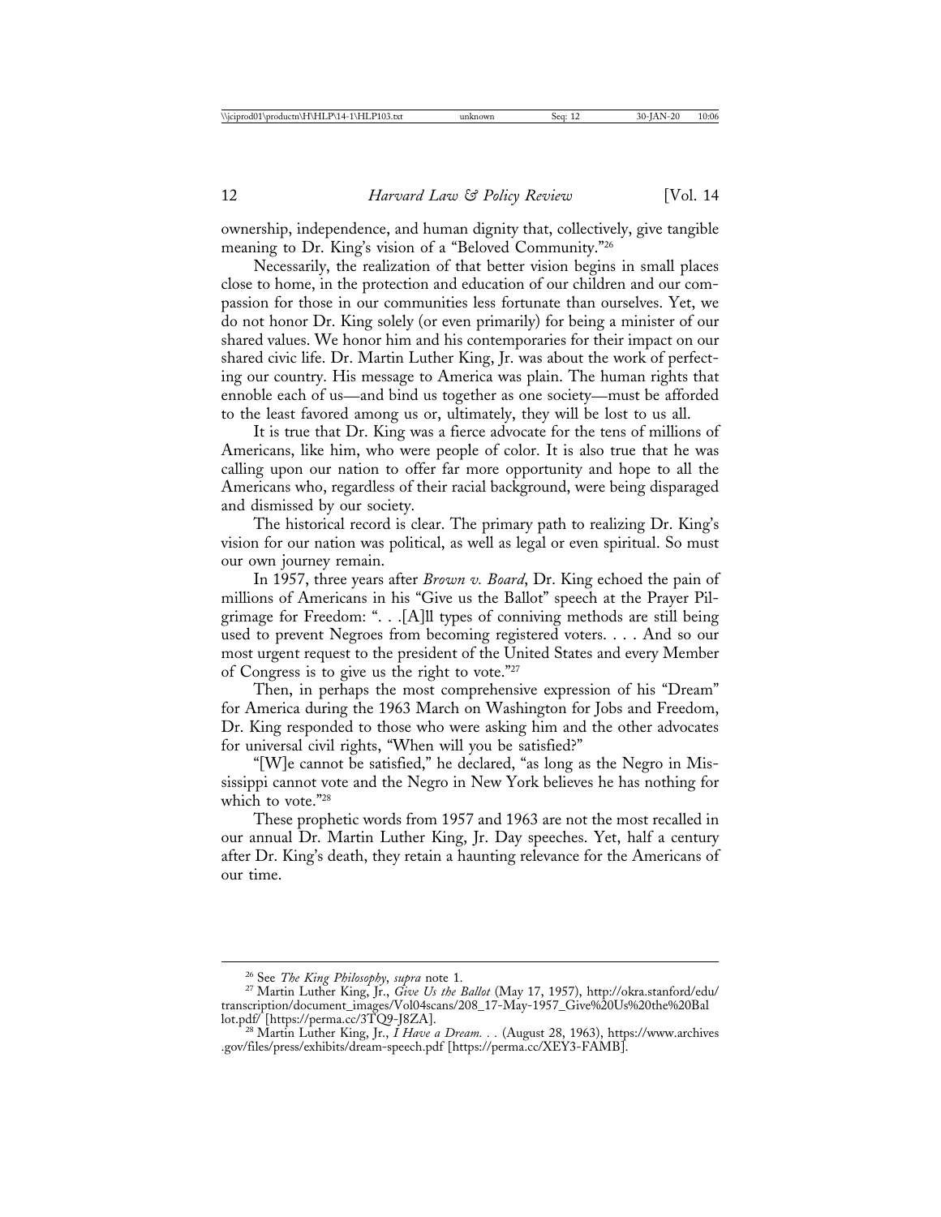ownership, independence, and human dignity that, collectively, give tangible meaning to Dr. King's vision of a "Beloved Community."[26]

Necessarily, the realization of that better vision begins in small places close to home, in the protection and education of our children and our compassion for those in our communities less fortunate than ourselves. Yet, we do not honor Dr. King solely (or even primarily) for being a minister of our shared values. We honor him and his contemporaries for their impact on our shared civic life. Dr. Martin Luther King, Jr. was about the work of perfecting our country. His message to America was plain. The human rights that ennoble each of us—and bind us together as one society—must be afforded to the least favored among us or, ultimately, they will be lost to us all.

It is true that Dr. King was a fierce advocate for the tens of millions of Americans, like him, who were people of color. It is also true that he was calling upon our nation to offer far more opportunity and hope to all the Americans who, regardless of their racial background, were being disparaged and dismissed by our society.

The historical record is clear. The primary path to realizing Dr. King's vision for our nation was political, as well as legal or even spiritual. So must our own journey remain.

In 1957, three years after *Brown v. Board*, Dr. King echoed the pain of millions of Americans in his "Give us the Ballot" speech at the Prayer Pilgrimage for Freedom: ". . .[A]ll types of conniving methods are still being used to prevent Negroes from becoming registered voters. . . . And so our most urgent request to the president of the United States and every Member of Congress is to give us the right to vote."[27]

Then, in perhaps the most comprehensive expression of his "Dream" for America during the 1963 March on Washington for Jobs and Freedom, Dr. King responded to those who were asking him and the other advocates for universal civil rights, "When will you be satisfied?"

"[W]e cannot be satisfied," he declared, "as long as the Negro in Mississippi cannot vote and the Negro in New York believes he has nothing for which to vote."[28]

These prophetic words from 1957 and 1963 are not the most recalled in our annual Dr. Martin Luther King, Jr. Day speeches. Yet, half a century after Dr. King's death, they retain a haunting relevance for the Americans of our time.

---

[26] See *The King Philosophy*, *supra* note 1.

[27] Martin Luther King, Jr., *Give Us the Ballot* (May 17, 1957), http://okra.stanford/edu/transcription/document_images/Vol04scans/208_17-May-1957_Give%20Us%20the%20Ballot.pdf/ [https://perma.cc/3TQ9-J8ZA].

[28] Martin Luther King, Jr., *I Have a Dream. . .* (August 28, 1963), https://www.archives.gov/files/press/exhibits/dream-speech.pdf [https://perma.cc/XEY3-FAMB].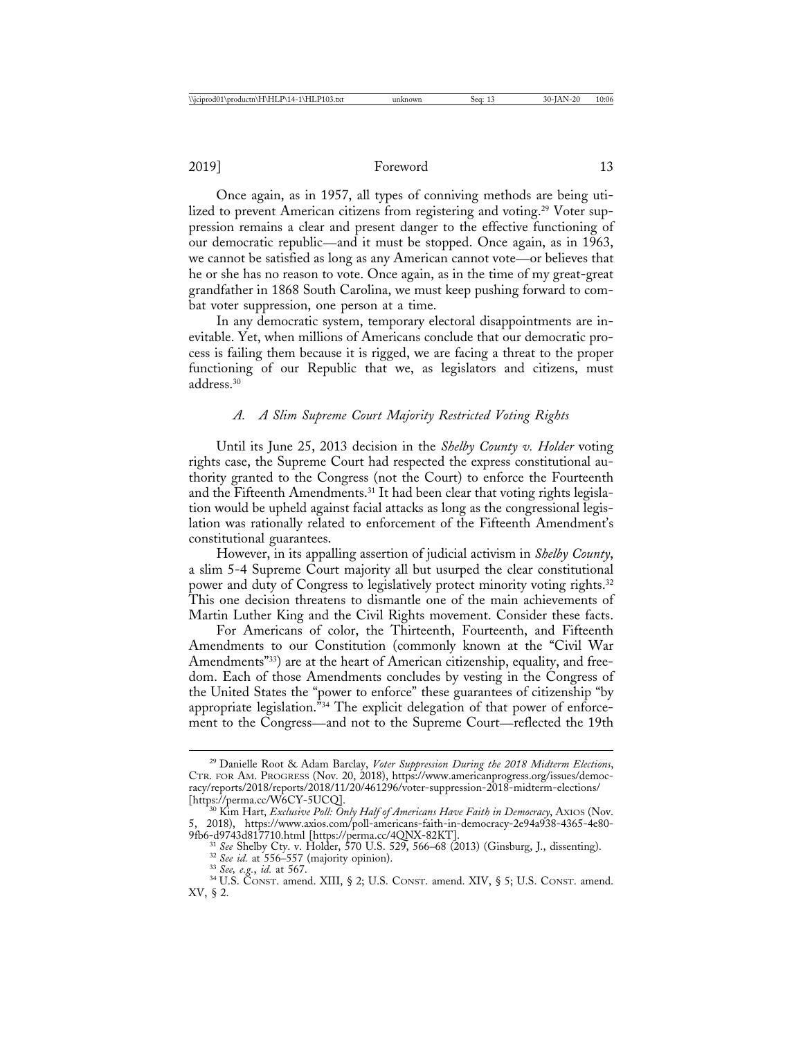Once again, as in 1957, all types of conniving methods are being utilized to prevent American citizens from registering and voting.[29] Voter suppression remains a clear and present danger to the effective functioning of our democratic republic—and it must be stopped. Once again, as in 1963, we cannot be satisfied as long as any American cannot vote—or believes that he or she has no reason to vote. Once again, as in the time of my great-great grandfather in 1868 South Carolina, we must keep pushing forward to combat voter suppression, one person at a time.

In any democratic system, temporary electoral disappointments are inevitable. Yet, when millions of Americans conclude that our democratic process is failing them because it is rigged, we are facing a threat to the proper functioning of our Republic that we, as legislators and citizens, must address.[30]

### *A. A Slim Supreme Court Majority Restricted Voting Rights*

Until its June 25, 2013 decision in the *Shelby County v. Holder* voting rights case, the Supreme Court had respected the express constitutional authority granted to the Congress (not the Court) to enforce the Fourteenth and the Fifteenth Amendments.[31] It had been clear that voting rights legislation would be upheld against facial attacks as long as the congressional legislation was rationally related to enforcement of the Fifteenth Amendment's constitutional guarantees.

However, in its appalling assertion of judicial activism in *Shelby County*, a slim 5-4 Supreme Court majority all but usurped the clear constitutional power and duty of Congress to legislatively protect minority voting rights.[32] This one decision threatens to dismantle one of the main achievements of Martin Luther King and the Civil Rights movement. Consider these facts.

For Americans of color, the Thirteenth, Fourteenth, and Fifteenth Amendments to our Constitution (commonly known at the "Civil War Amendments"[33]) are at the heart of American citizenship, equality, and freedom. Each of those Amendments concludes by vesting in the Congress of the United States the "power to enforce" these guarantees of citizenship "by appropriate legislation."[34] The explicit delegation of that power of enforcement to the Congress—and not to the Supreme Court—reflected the 19th

---

[29] Danielle Root & Adam Barclay, *Voter Suppression During the 2018 Midterm Elections*, CTR. FOR AM. PROGRESS (Nov. 20, 2018), https://www.americanprogress.org/issues/democracy/reports/2018/reports/2018/11/20/461296/voter-suppression-2018-midterm-elections/ [https://perma.cc/W6CY-5UCQ].

[30] Kim Hart, *Exclusive Poll: Only Half of Americans Have Faith in Democracy*, AXIOS (Nov. 5, 2018), https://www.axios.com/poll-americans-faith-in-democracy-2e94a938-4365-4e80-9fb6-d9743d817710.html [https://perma.cc/4QNX-82KT].

[31] *See* Shelby Cty. v. Holder, 570 U.S. 529, 566–68 (2013) (Ginsburg, J., dissenting).

[32] *See id.* at 556–557 (majority opinion).

[33] *See, e.g.*, *id.* at 567.

[34] U.S. CONST. amend. XIII, § 2; U.S. CONST. amend. XIV, § 5; U.S. CONST. amend. XV, § 2.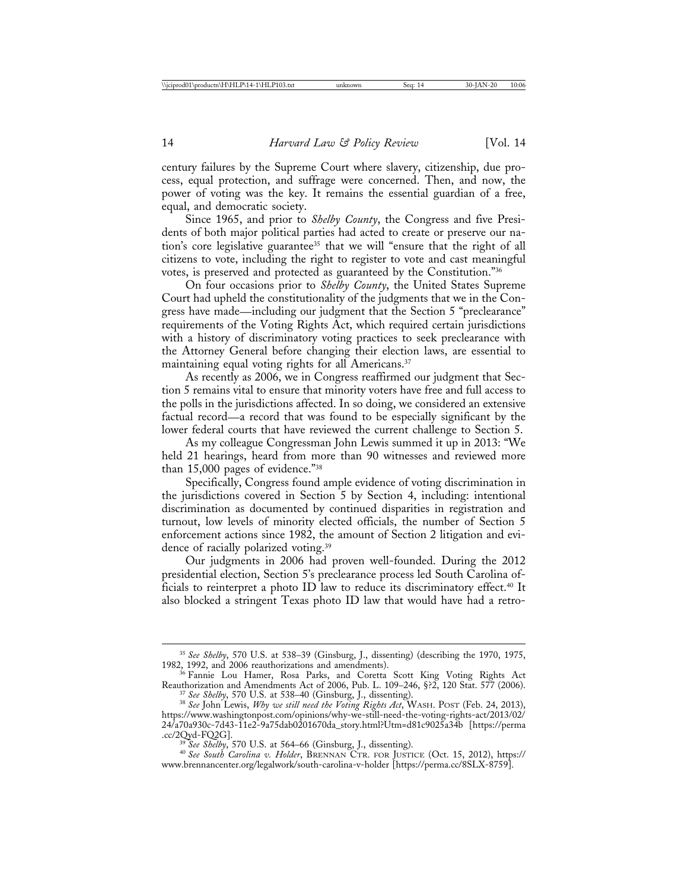century failures by the Supreme Court where slavery, citizenship, due process, equal protection, and suffrage were concerned. Then, and now, the power of voting was the key. It remains the essential guardian of a free, equal, and democratic society.

Since 1965, and prior to *Shelby County*, the Congress and five Presidents of both major political parties had acted to create or preserve our nation's core legislative guarantee[35] that we will "ensure that the right of all citizens to vote, including the right to register to vote and cast meaningful votes, is preserved and protected as guaranteed by the Constitution."[36]

On four occasions prior to *Shelby County*, the United States Supreme Court had upheld the constitutionality of the judgments that we in the Congress have made—including our judgment that the Section 5 "preclearance" requirements of the Voting Rights Act, which required certain jurisdictions with a history of discriminatory voting practices to seek preclearance with the Attorney General before changing their election laws, are essential to maintaining equal voting rights for all Americans.[37]

As recently as 2006, we in Congress reaffirmed our judgment that Section 5 remains vital to ensure that minority voters have free and full access to the polls in the jurisdictions affected. In so doing, we considered an extensive factual record—a record that was found to be especially significant by the lower federal courts that have reviewed the current challenge to Section 5.

As my colleague Congressman John Lewis summed it up in 2013: "We held 21 hearings, heard from more than 90 witnesses and reviewed more than 15,000 pages of evidence."[38]

Specifically, Congress found ample evidence of voting discrimination in the jurisdictions covered in Section 5 by Section 4, including: intentional discrimination as documented by continued disparities in registration and turnout, low levels of minority elected officials, the number of Section 5 enforcement actions since 1982, the amount of Section 2 litigation and evidence of racially polarized voting.[39]

Our judgments in 2006 had proven well-founded. During the 2012 presidential election, Section 5's preclearance process led South Carolina officials to reinterpret a photo ID law to reduce its discriminatory effect.[40] It also blocked a stringent Texas photo ID law that would have had a retro-

---

[35] *See Shelby*, 570 U.S. at 538–39 (Ginsburg, J., dissenting) (describing the 1970, 1975, 1982, 1992, and 2006 reauthorizations and amendments).

[36] Fannie Lou Hamer, Rosa Parks, and Coretta Scott King Voting Rights Act Reauthorization and Amendments Act of 2006, Pub. L. 109–246, §?2, 120 Stat. 577 (2006).

[37] *See Shelby*, 570 U.S. at 538–40 (Ginsburg, J., dissenting).

[38] *See* John Lewis, *Why we still need the Voting Rights Act*, WASH. POST (Feb. 24, 2013), https://www.washingtonpost.com/opinions/why-we-still-need-the-voting-rights-act/2013/02/24/a70a930c-7d43-11e2-9a75dab0201670da_story.html?Utm=d81c9025a34b [https://perma.cc/2Qyd-FQ2G].

[39] *See Shelby*, 570 U.S. at 564–66 (Ginsburg, J., dissenting).

[40] *See South Carolina v. Holder*, BRENNAN CTR. FOR JUSTICE (Oct. 15, 2012), https://www.brennancenter.org/legalwork/south-carolina-v-holder [https://perma.cc/8SLX-8759].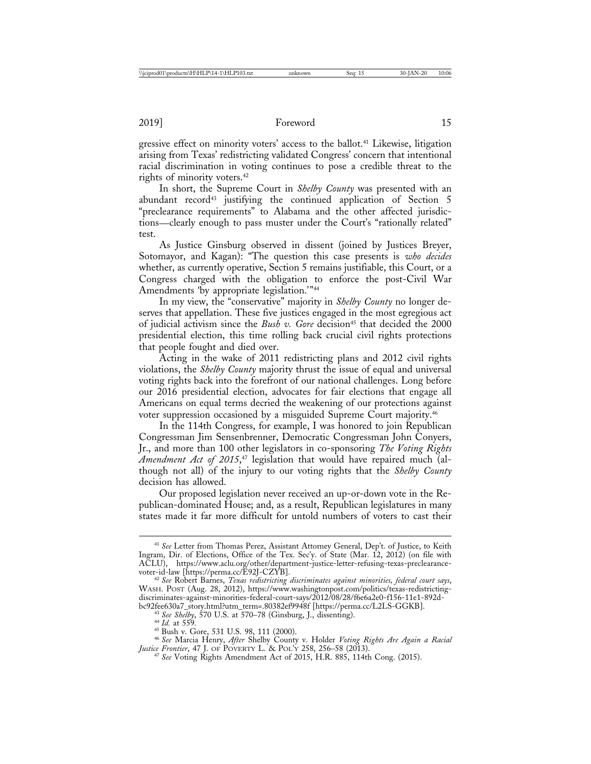gressive effect on minority voters' access to the ballot.[41] Likewise, litigation arising from Texas' redistricting validated Congress' concern that intentional racial discrimination in voting continues to pose a credible threat to the rights of minority voters.[42]

In short, the Supreme Court in *Shelby County* was presented with an abundant record[43] justifying the continued application of Section 5 "preclearance requirements" to Alabama and the other affected jurisdictions—clearly enough to pass muster under the Court's "rationally related" test.

As Justice Ginsburg observed in dissent (joined by Justices Breyer, Sotomayor, and Kagan): "The question this case presents is *who decides* whether, as currently operative, Section 5 remains justifiable, this Court, or a Congress charged with the obligation to enforce the post-Civil War Amendments 'by appropriate legislation.'"[44]

In my view, the "conservative" majority in *Shelby County* no longer deserves that appellation. These five justices engaged in the most egregious act of judicial activism since the *Bush v. Gore* decision[45] that decided the 2000 presidential election, this time rolling back crucial civil rights protections that people fought and died over.

Acting in the wake of 2011 redistricting plans and 2012 civil rights violations, the *Shelby County* majority thrust the issue of equal and universal voting rights back into the forefront of our national challenges. Long before our 2016 presidential election, advocates for fair elections that engage all Americans on equal terms decried the weakening of our protections against voter suppression occasioned by a misguided Supreme Court majority.[46]

In the 114th Congress, for example, I was honored to join Republican Congressman Jim Sensenbrenner, Democratic Congressman John Conyers, Jr., and more than 100 other legislators in co-sponsoring *The Voting Rights Amendment Act of 2015*,[47] legislation that would have repaired much (although not all) of the injury to our voting rights that the *Shelby County* decision has allowed.

Our proposed legislation never received an up-or-down vote in the Republican-dominated House; and, as a result, Republican legislatures in many states made it far more difficult for untold numbers of voters to cast their

---

[41] *See* Letter from Thomas Perez, Assistant Attorney General, Dep't. of Justice, to Keith Ingram, Dir. of Elections, Office of the Tex. Sec'y. of State (Mar. 12, 2012) (on file with ACLU), https://www.aclu.org/other/department-justice-letter-refusing-texas-preclearance-voter-id-law [https://perma.cc/E92J-CZYB].

[42] *See* Robert Barnes, *Texas redistricting discriminates against minorities, federal court says*, WASH. POST (Aug. 28, 2012), https://www.washingtonpost.com/politics/texas-redistricting-discriminates-against-minorities-federal-court-says/2012/08/28/f6e6a2e0-f156-11e1-892d-bc92fee630a7_story.html?utm_term=.80382ef9948f [https://perma.cc/L2LS-GGKB].

[43] *See Shelby*, 570 U.S. at 570–78 (Ginsburg, J., dissenting).

[44] *Id.* at 559.

[45] Bush v. Gore, 531 U.S. 98, 111 (2000).

[46] *See* Marcia Henry, *After* Shelby County v. Holder *Voting Rights Are Again a Racial Justice Frontier*, 47 J. OF POVERTY L. & POL'Y 258, 256–58 (2013).

[47] *See* Voting Rights Amendment Act of 2015, H.R. 885, 114th Cong. (2015).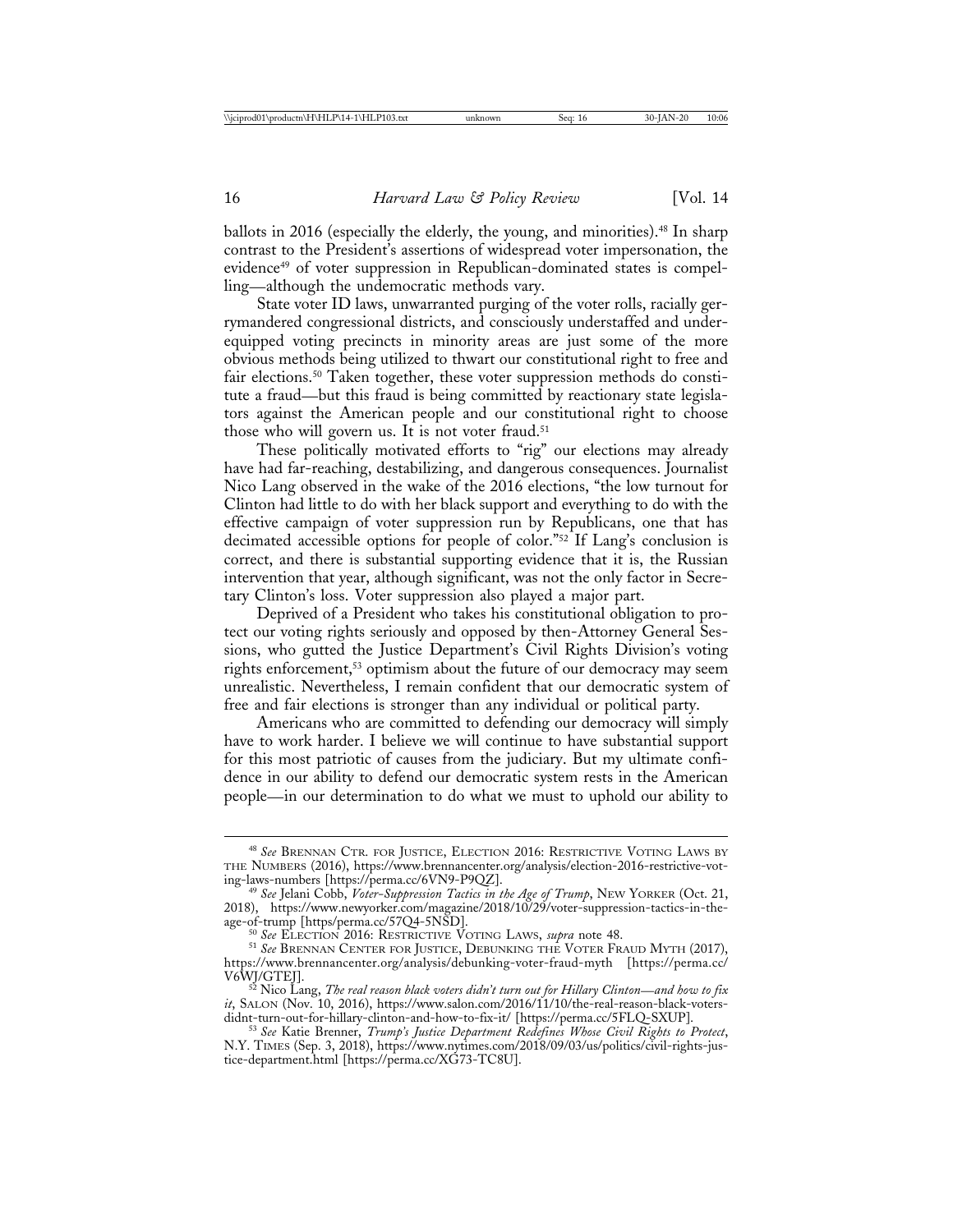ballots in 2016 (especially the elderly, the young, and minorities).[48] In sharp contrast to the President's assertions of widespread voter impersonation, the evidence[49] of voter suppression in Republican-dominated states is compelling—although the undemocratic methods vary.

State voter ID laws, unwarranted purging of the voter rolls, racially gerrymandered congressional districts, and consciously understaffed and under-equipped voting precincts in minority areas are just some of the more obvious methods being utilized to thwart our constitutional right to free and fair elections.[50] Taken together, these voter suppression methods do constitute a fraud—but this fraud is being committed by reactionary state legislators against the American people and our constitutional right to choose those who will govern us. It is not voter fraud.[51]

These politically motivated efforts to "rig" our elections may already have had far-reaching, destabilizing, and dangerous consequences. Journalist Nico Lang observed in the wake of the 2016 elections, "the low turnout for Clinton had little to do with her black support and everything to do with the effective campaign of voter suppression run by Republicans, one that has decimated accessible options for people of color."[52] If Lang's conclusion is correct, and there is substantial supporting evidence that it is, the Russian intervention that year, although significant, was not the only factor in Secretary Clinton's loss. Voter suppression also played a major part.

Deprived of a President who takes his constitutional obligation to protect our voting rights seriously and opposed by then-Attorney General Sessions, who gutted the Justice Department's Civil Rights Division's voting rights enforcement,[53] optimism about the future of our democracy may seem unrealistic. Nevertheless, I remain confident that our democratic system of free and fair elections is stronger than any individual or political party.

Americans who are committed to defending our democracy will simply have to work harder. I believe we will continue to have substantial support for this most patriotic of causes from the judiciary. But my ultimate confidence in our ability to defend our democratic system rests in the American people—in our determination to do what we must to uphold our ability to

---

[48] *See* Brennan Ctr. for Justice, Election 2016: Restrictive Voting Laws by the Numbers (2016), https://www.brennancenter.org/analysis/election-2016-restrictive-voting-laws-numbers [https://perma.cc/6VN9-P9QZ].

[49] *See* Jelani Cobb, *Voter-Suppression Tactics in the Age of Trump*, New Yorker (Oct. 21, 2018), https://www.newyorker.com/magazine/2018/10/29/voter-suppression-tactics-in-the-age-of-trump [https/perma.cc/57Q4-5NSD].

[50] *See* Election 2016: Restrictive Voting Laws, *supra* note 48.

[51] *See* Brennan Center for Justice, Debunking the Voter Fraud Myth (2017), https://www.brennancenter.org/analysis/debunking-voter-fraud-myth [https://perma.cc/V6WJ/GTEJ].

[52] Nico Lang, *The real reason black voters didn't turn out for Hillary Clinton—and how to fix it*, Salon (Nov. 10, 2016), https://www.salon.com/2016/11/10/the-real-reason-black-voters-didnt-turn-out-for-hillary-clinton-and-how-to-fix-it/ [https://perma.cc/5FLQ-SXUP].

[53] *See* Katie Brenner, *Trump's Justice Department Redefines Whose Civil Rights to Protect*, N.Y. Times (Sep. 3, 2018), https://www.nytimes.com/2018/09/03/us/politics/civil-rights-justice-department.html [https://perma.cc/XG73-TC8U].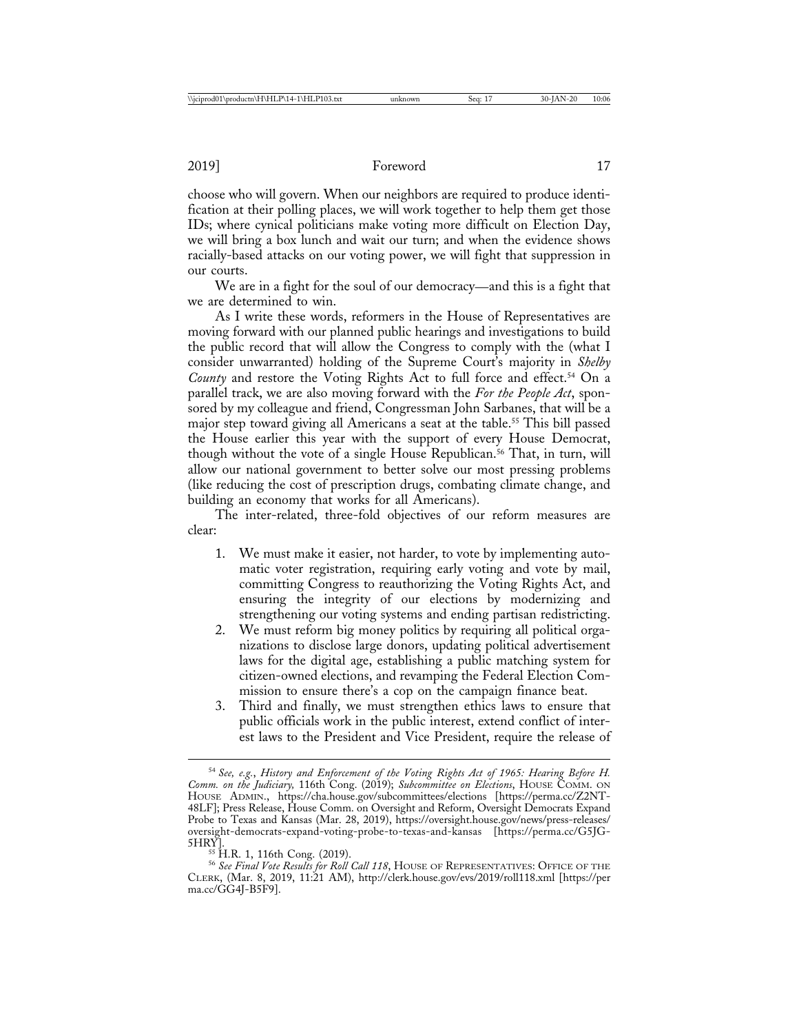choose who will govern. When our neighbors are required to produce identification at their polling places, we will work together to help them get those IDs; where cynical politicians make voting more difficult on Election Day, we will bring a box lunch and wait our turn; and when the evidence shows racially-based attacks on our voting power, we will fight that suppression in our courts.

We are in a fight for the soul of our democracy—and this is a fight that we are determined to win.

As I write these words, reformers in the House of Representatives are moving forward with our planned public hearings and investigations to build the public record that will allow the Congress to comply with the (what I consider unwarranted) holding of the Supreme Court's majority in *Shelby County* and restore the Voting Rights Act to full force and effect.[54] On a parallel track, we are also moving forward with the *For the People Act*, sponsored by my colleague and friend, Congressman John Sarbanes, that will be a major step toward giving all Americans a seat at the table.[55] This bill passed the House earlier this year with the support of every House Democrat, though without the vote of a single House Republican.[56] That, in turn, will allow our national government to better solve our most pressing problems (like reducing the cost of prescription drugs, combating climate change, and building an economy that works for all Americans).

The inter-related, three-fold objectives of our reform measures are clear:

1. We must make it easier, not harder, to vote by implementing automatic voter registration, requiring early voting and vote by mail, committing Congress to reauthorizing the Voting Rights Act, and ensuring the integrity of our elections by modernizing and strengthening our voting systems and ending partisan redistricting.
2. We must reform big money politics by requiring all political organizations to disclose large donors, updating political advertisement laws for the digital age, establishing a public matching system for citizen-owned elections, and revamping the Federal Election Commission to ensure there's a cop on the campaign finance beat.
3. Third and finally, we must strengthen ethics laws to ensure that public officials work in the public interest, extend conflict of interest laws to the President and Vice President, require the release of

---

[54] *See, e.g.*, *History and Enforcement of the Voting Rights Act of 1965: Hearing Before H. Comm. on the Judiciary,* 116th Cong. (2019); *Subcommittee on Elections*, HOUSE COMM. ON HOUSE ADMIN., https://cha.house.gov/subcommittees/elections [https://perma.cc/Z2NT-48LF]; Press Release, House Comm. on Oversight and Reform, Oversight Democrats Expand Probe to Texas and Kansas (Mar. 28, 2019), https://oversight.house.gov/news/press-releases/oversight-democrats-expand-voting-probe-to-texas-and-kansas [https://perma.cc/G5JG-5HRY].

[55] H.R. 1, 116th Cong. (2019).

[56] *See Final Vote Results for Roll Call 118*, HOUSE OF REPRESENTATIVES: OFFICE OF THE CLERK, (Mar. 8, 2019, 11:21 AM), http://clerk.house.gov/evs/2019/roll118.xml [https://perma.cc/GG4J-B5F9].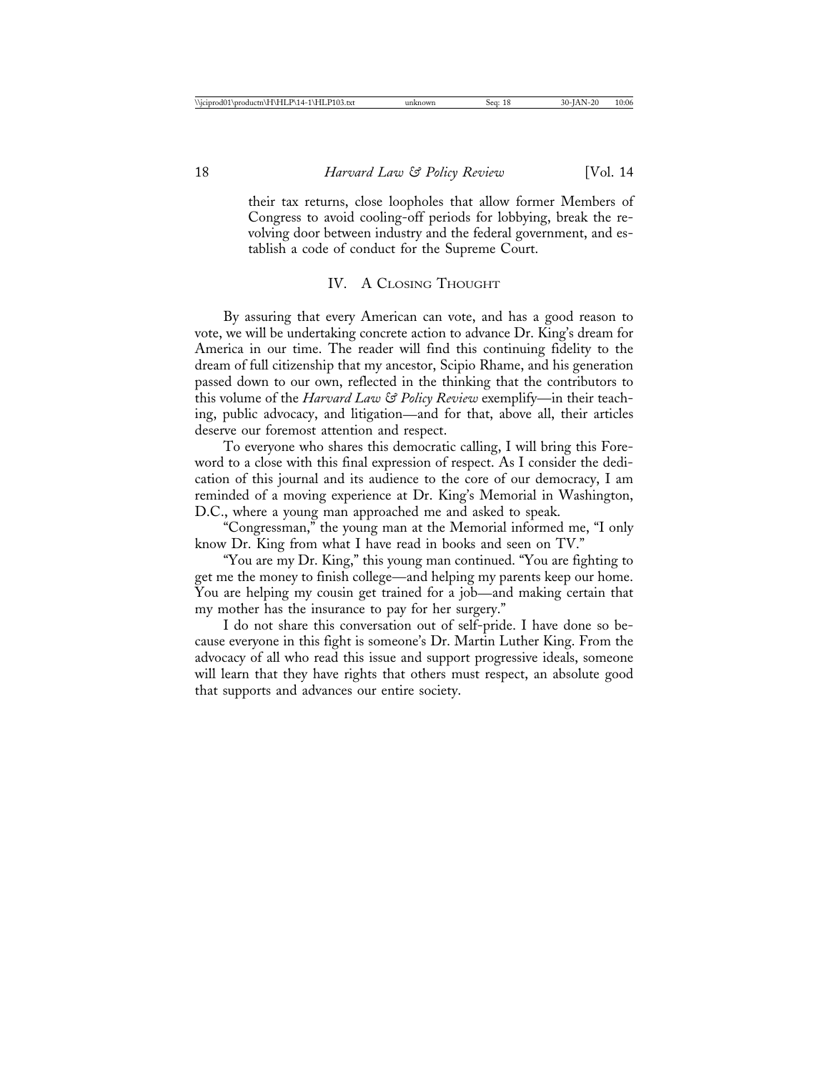their tax returns, close loopholes that allow former Members of Congress to avoid cooling-off periods for lobbying, break the revolving door between industry and the federal government, and establish a code of conduct for the Supreme Court.

## IV. A Closing Thought

By assuring that every American can vote, and has a good reason to vote, we will be undertaking concrete action to advance Dr. King's dream for America in our time. The reader will find this continuing fidelity to the dream of full citizenship that my ancestor, Scipio Rhame, and his generation passed down to our own, reflected in the thinking that the contributors to this volume of the *Harvard Law & Policy Review* exemplify—in their teaching, public advocacy, and litigation—and for that, above all, their articles deserve our foremost attention and respect.

To everyone who shares this democratic calling, I will bring this Foreword to a close with this final expression of respect. As I consider the dedication of this journal and its audience to the core of our democracy, I am reminded of a moving experience at Dr. King's Memorial in Washington, D.C., where a young man approached me and asked to speak.

"Congressman," the young man at the Memorial informed me, "I only know Dr. King from what I have read in books and seen on TV."

"You are my Dr. King," this young man continued. "You are fighting to get me the money to finish college—and helping my parents keep our home. You are helping my cousin get trained for a job—and making certain that my mother has the insurance to pay for her surgery."

I do not share this conversation out of self-pride. I have done so because everyone in this fight is someone's Dr. Martin Luther King. From the advocacy of all who read this issue and support progressive ideals, someone will learn that they have rights that others must respect, an absolute good that supports and advances our entire society.